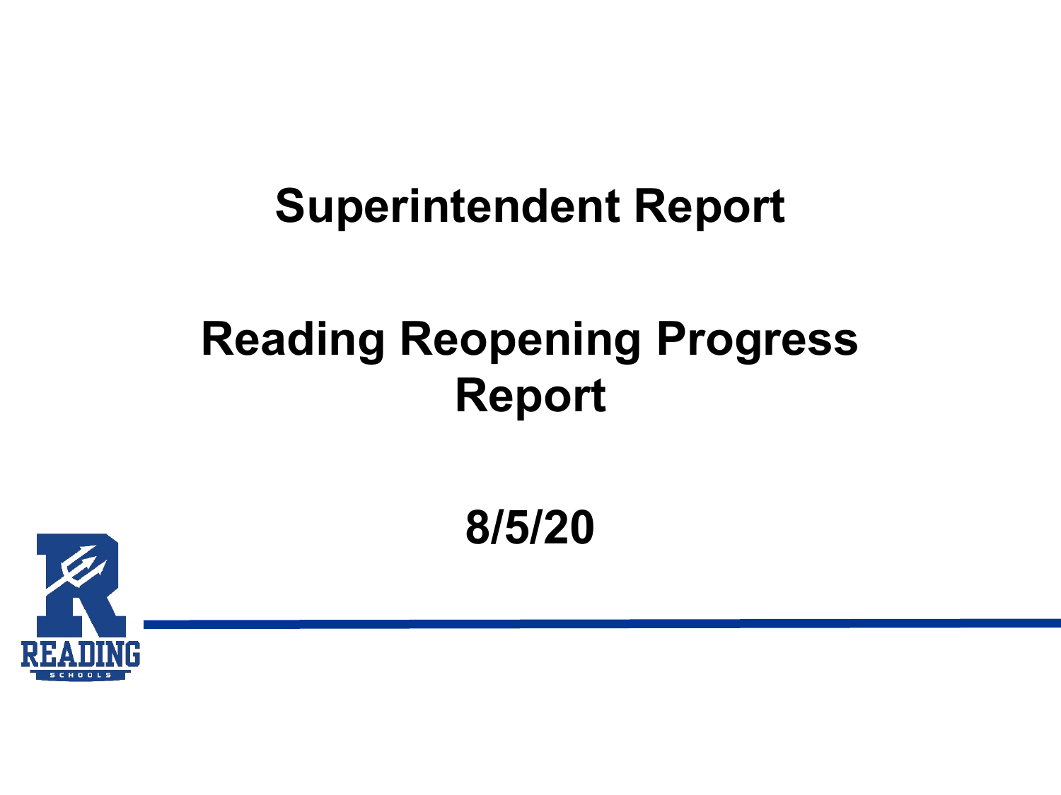# Superintendent Report

# Reading Reopening Progress Report

**8/5/20**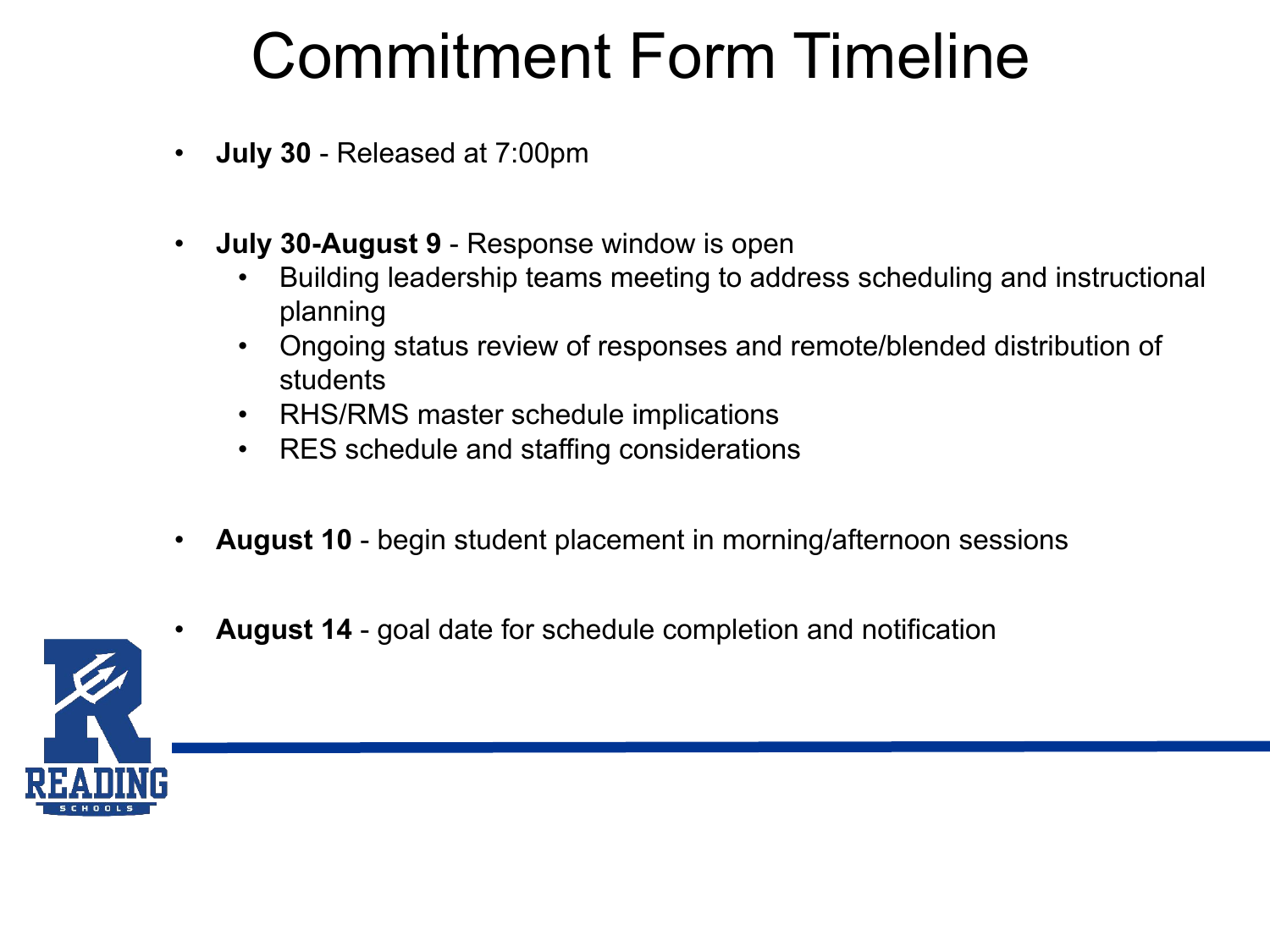# Commitment Form Timeline

- **July 30** - Released at 7:00pm

- **July 30-August 9** - Response window is open
  - Building leadership teams meeting to address scheduling and instructional planning
  - Ongoing status review of responses and remote/blended distribution of students
  - RHS/RMS master schedule implications
  - RES schedule and staffing considerations

- **August 10** - begin student placement in morning/afternoon sessions

- **August 14** - goal date for schedule completion and notification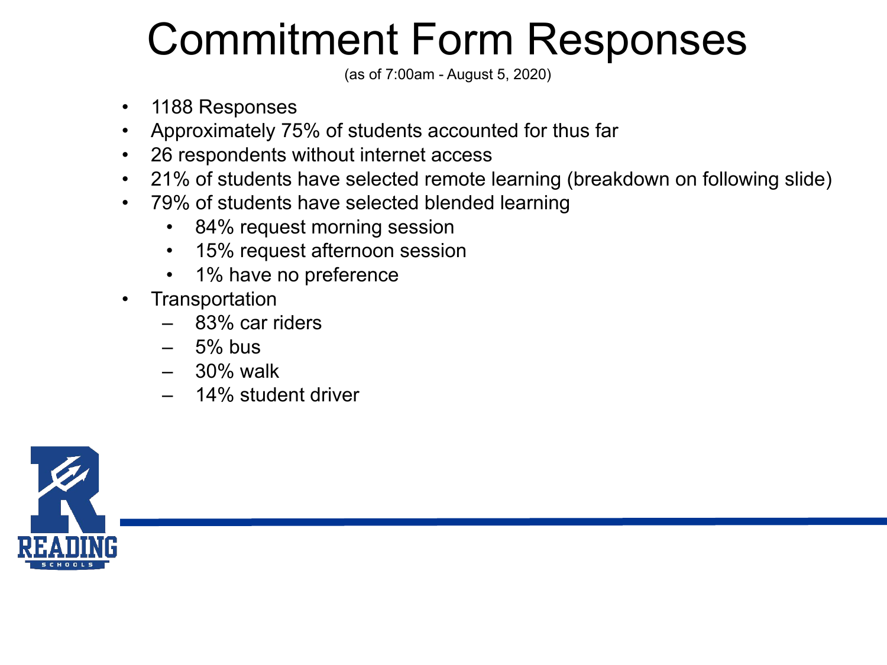# Commitment Form Responses

(as of 7:00am - August 5, 2020)

- 1188 Responses
- Approximately 75% of students accounted for thus far
- 26 respondents without internet access
- 21% of students have selected remote learning (breakdown on following slide)
- 79% of students have selected blended learning
  - 84% request morning session
  - 15% request afternoon session
  - 1% have no preference
- Transportation
  - 83% car riders
  - 5% bus
  - 30% walk
  - 14% student driver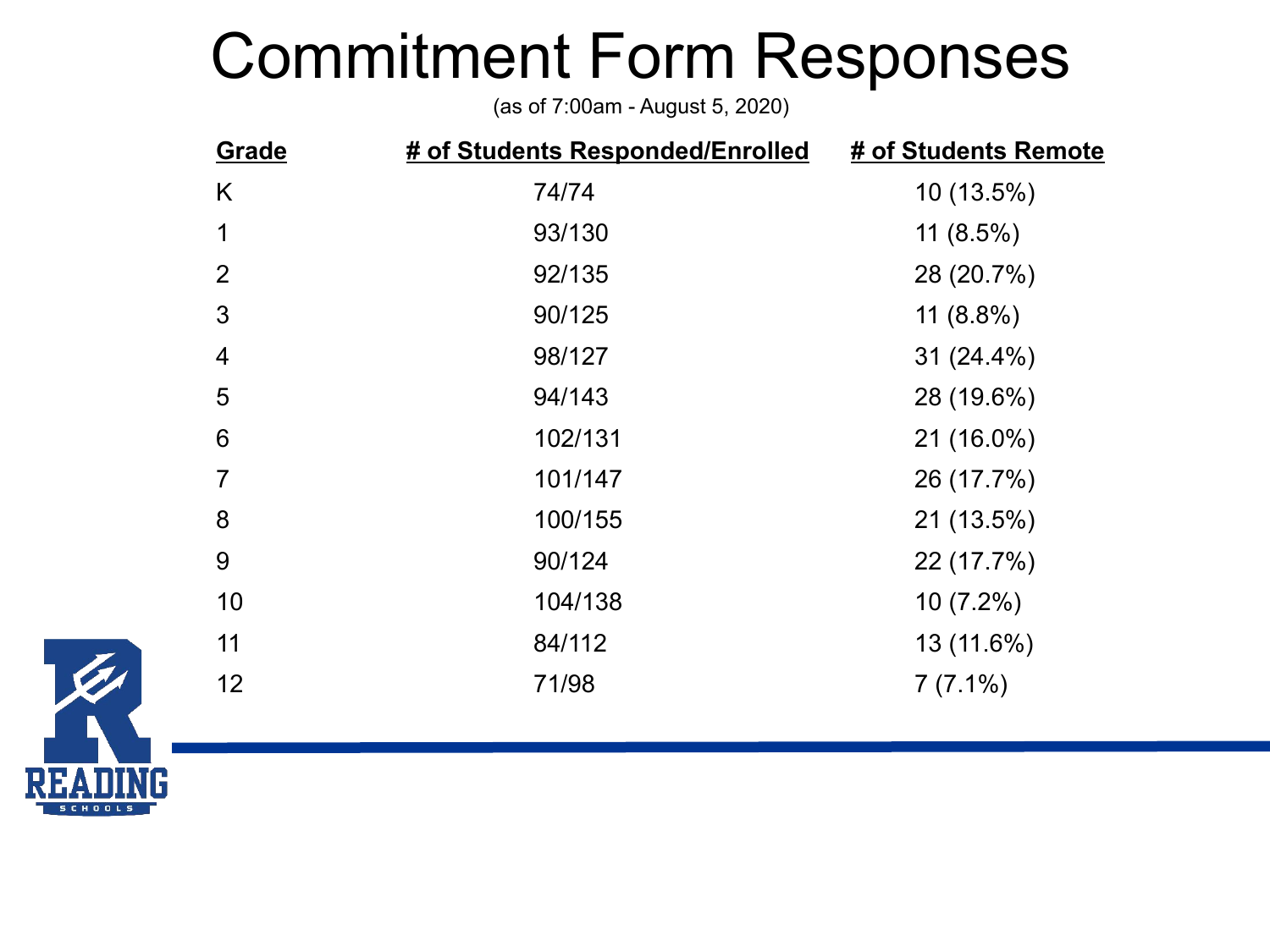# Commitment Form Responses

(as of 7:00am - August 5, 2020)

| Grade | # of Students Responded/Enrolled | # of Students Remote |
|---|---|---|
| K | 74/74 | 10 (13.5%) |
| 1 | 93/130 | 11 (8.5%) |
| 2 | 92/135 | 28 (20.7%) |
| 3 | 90/125 | 11 (8.8%) |
| 4 | 98/127 | 31 (24.4%) |
| 5 | 94/143 | 28 (19.6%) |
| 6 | 102/131 | 21 (16.0%) |
| 7 | 101/147 | 26 (17.7%) |
| 8 | 100/155 | 21 (13.5%) |
| 9 | 90/124 | 22 (17.7%) |
| 10 | 104/138 | 10 (7.2%) |
| 11 | 84/112 | 13 (11.6%) |
| 12 | 71/98 | 7 (7.1%) |

READING SCHOOLS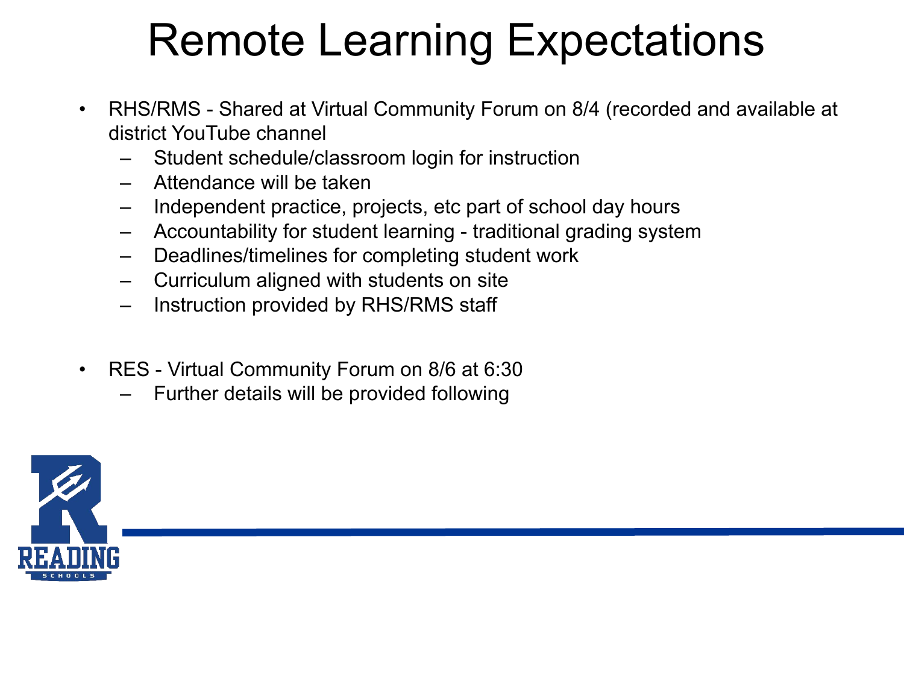# Remote Learning Expectations

- RHS/RMS - Shared at Virtual Community Forum on 8/4 (recorded and available at district YouTube channel
  - Student schedule/classroom login for instruction
  - Attendance will be taken
  - Independent practice, projects, etc part of school day hours
  - Accountability for student learning - traditional grading system
  - Deadlines/timelines for completing student work
  - Curriculum aligned with students on site
  - Instruction provided by RHS/RMS staff

- RES - Virtual Community Forum on 8/6 at 6:30
  - Further details will be provided following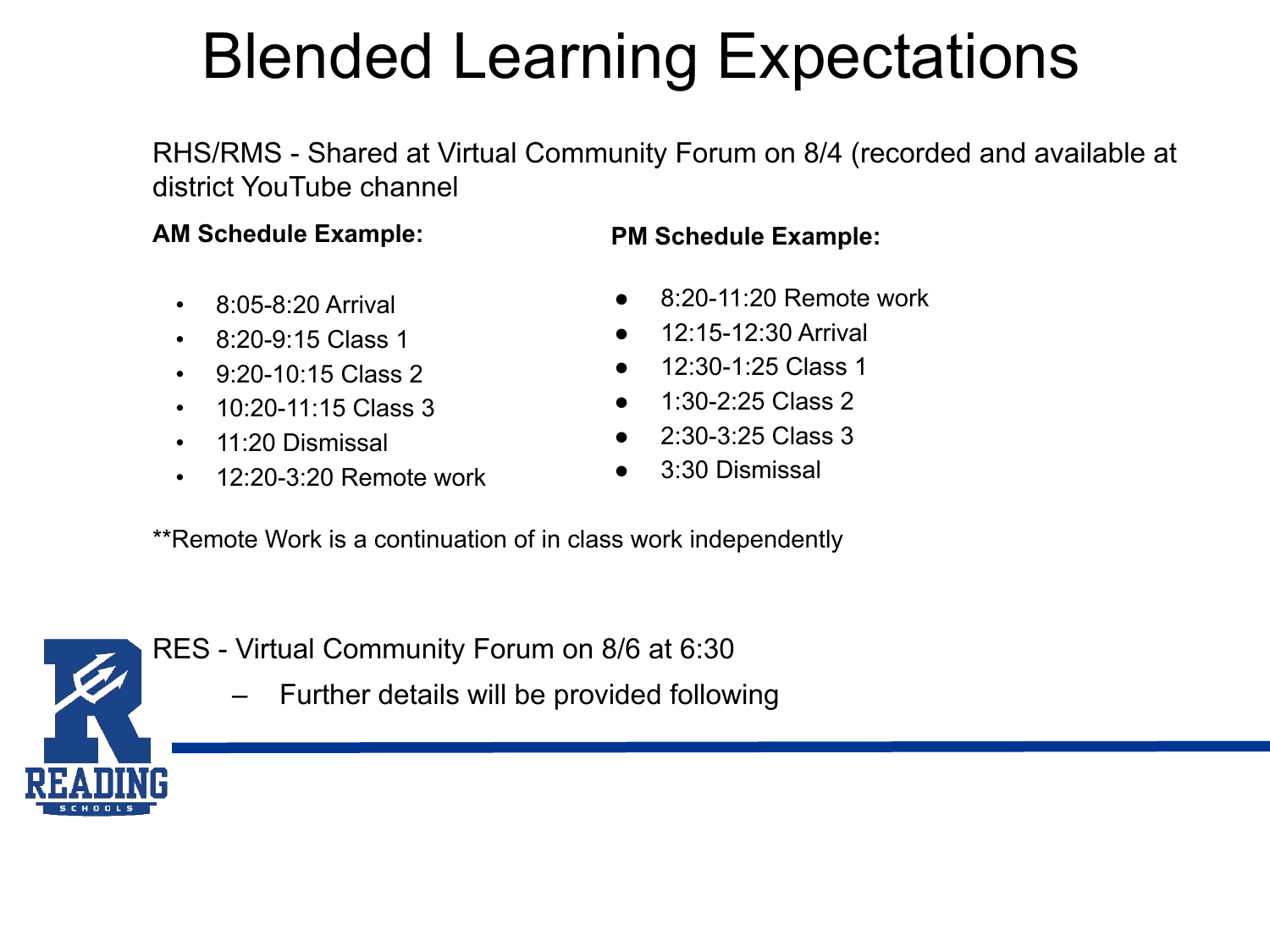# Blended Learning Expectations

RHS/RMS - Shared at Virtual Community Forum on 8/4 (recorded and available at district YouTube channel

**AM Schedule Example:**

- 8:05-8:20 Arrival
- 8:20-9:15 Class 1
- 9:20-10:15 Class 2
- 10:20-11:15 Class 3
- 11:20 Dismissal
- 12:20-3:20 Remote work

**PM Schedule Example:**

- 8:20-11:20 Remote work
- 12:15-12:30 Arrival
- 12:30-1:25 Class 1
- 1:30-2:25 Class 2
- 2:30-3:25 Class 3
- 3:30 Dismissal

**Remote Work is a continuation of in class work independently

RES - Virtual Community Forum on 8/6 at 6:30

- Further details will be provided following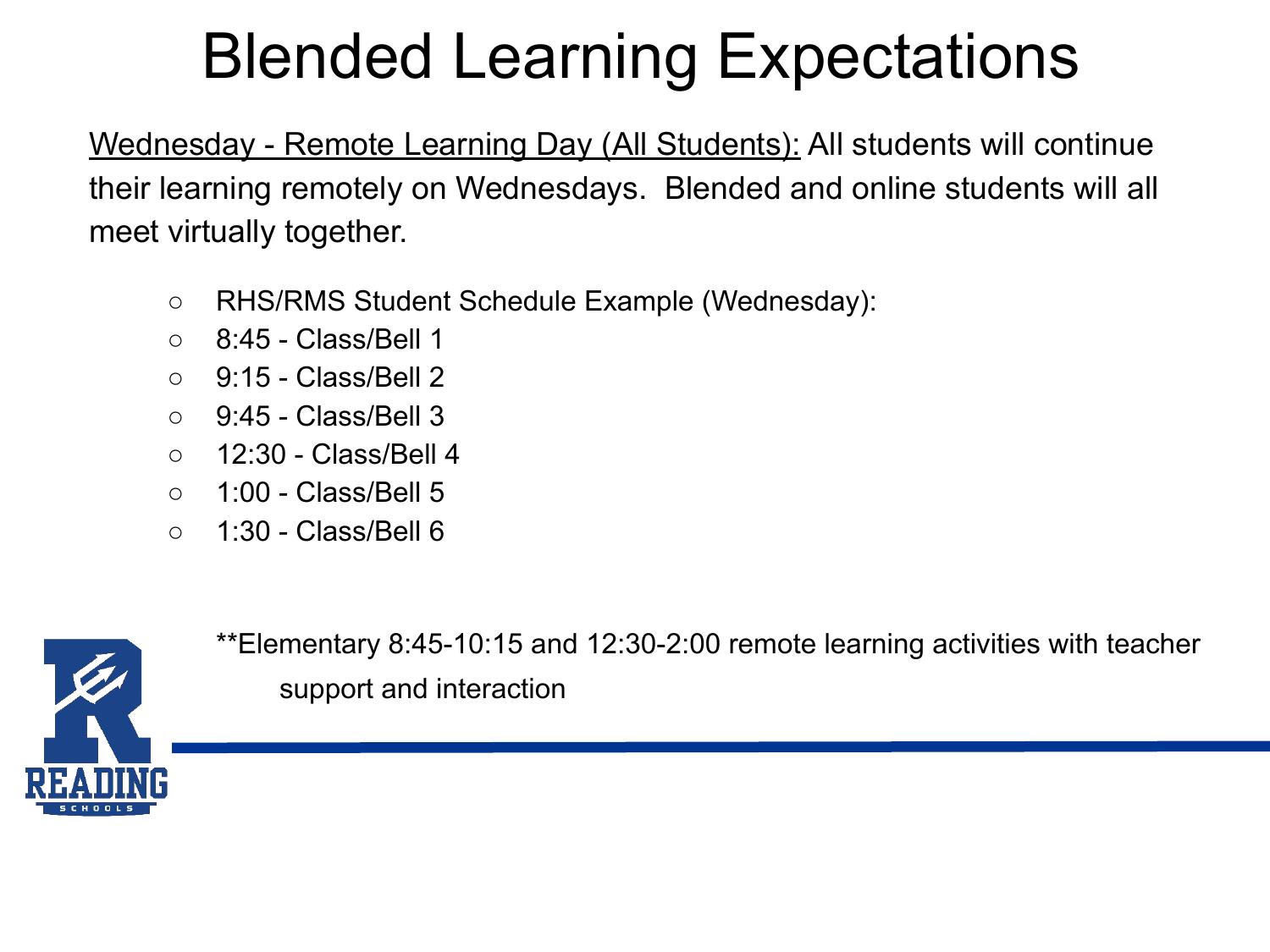# Blended Learning Expectations

Wednesday - Remote Learning Day (All Students): All students will continue their learning remotely on Wednesdays. Blended and online students will all meet virtually together.

- RHS/RMS Student Schedule Example (Wednesday):
- 8:45 - Class/Bell 1
- 9:15 - Class/Bell 2
- 9:45 - Class/Bell 3
- 12:30 - Class/Bell 4
- 1:00 - Class/Bell 5
- 1:30 - Class/Bell 6

**Elementary 8:45-10:15 and 12:30-2:00 remote learning activities with teacher support and interaction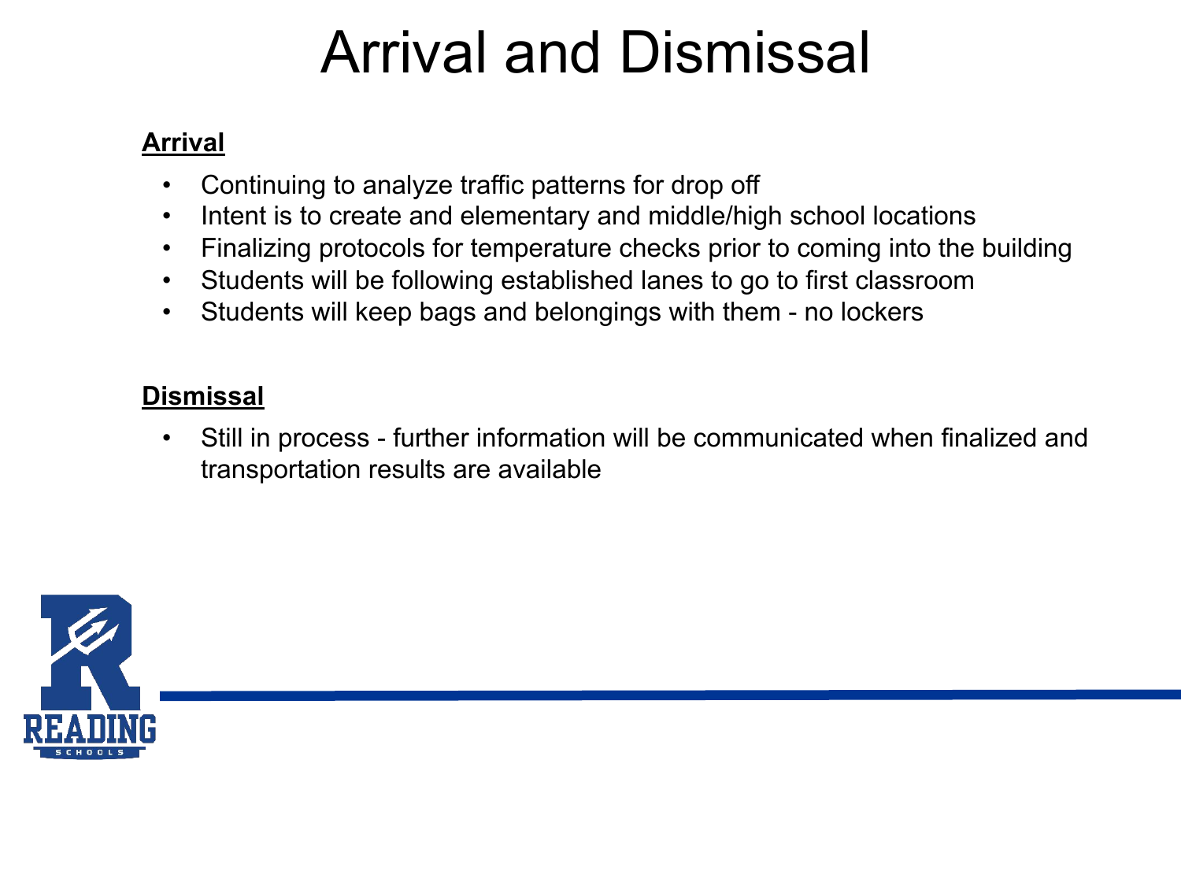# Arrival and Dismissal

**Arrival**

- Continuing to analyze traffic patterns for drop off
- Intent is to create and elementary and middle/high school locations
- Finalizing protocols for temperature checks prior to coming into the building
- Students will be following established lanes to go to first classroom
- Students will keep bags and belongings with them - no lockers

**Dismissal**

- Still in process - further information will be communicated when finalized and transportation results are available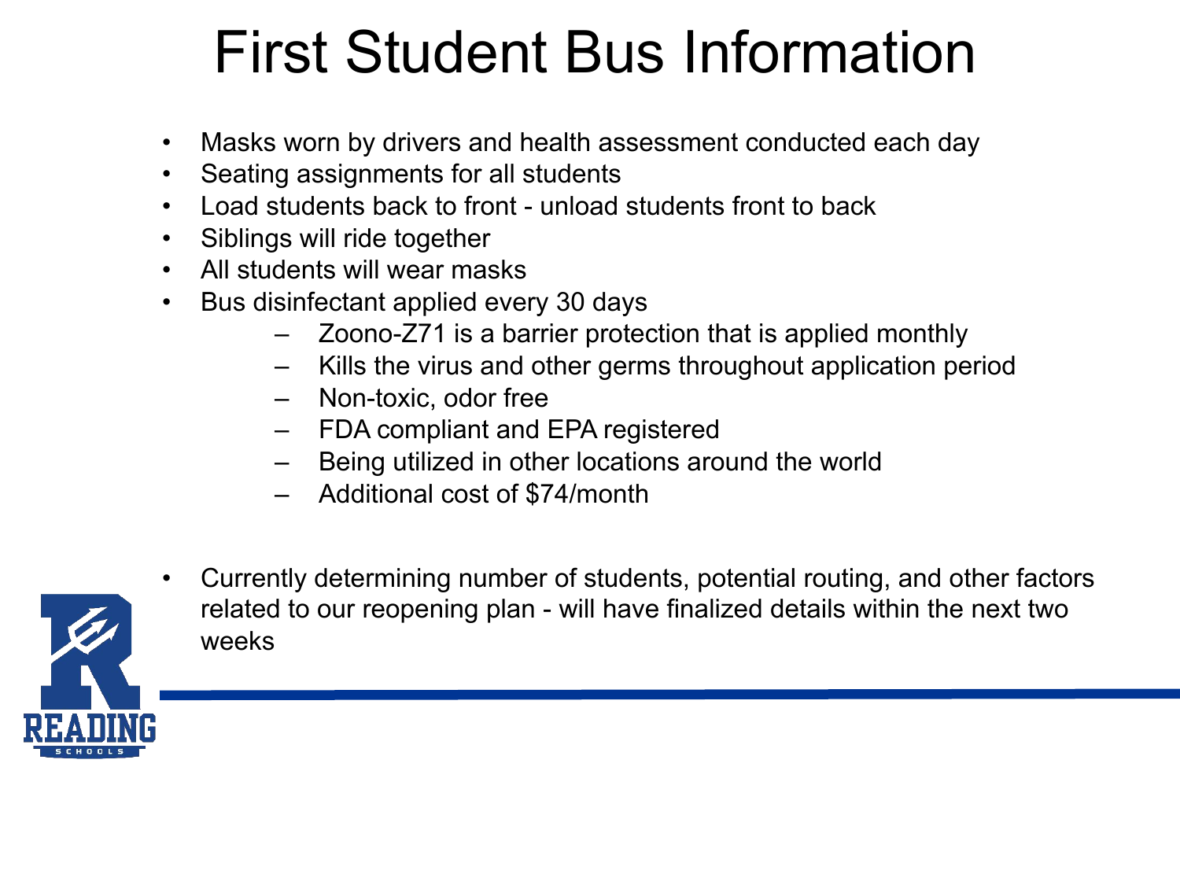# First Student Bus Information

- Masks worn by drivers and health assessment conducted each day
- Seating assignments for all students
- Load students back to front - unload students front to back
- Siblings will ride together
- All students will wear masks
- Bus disinfectant applied every 30 days
  - Zoono-Z71 is a barrier protection that is applied monthly
  - Kills the virus and other germs throughout application period
  - Non-toxic, odor free
  - FDA compliant and EPA registered
  - Being utilized in other locations around the world
  - Additional cost of $74/month

- Currently determining number of students, potential routing, and other factors related to our reopening plan - will have finalized details within the next two weeks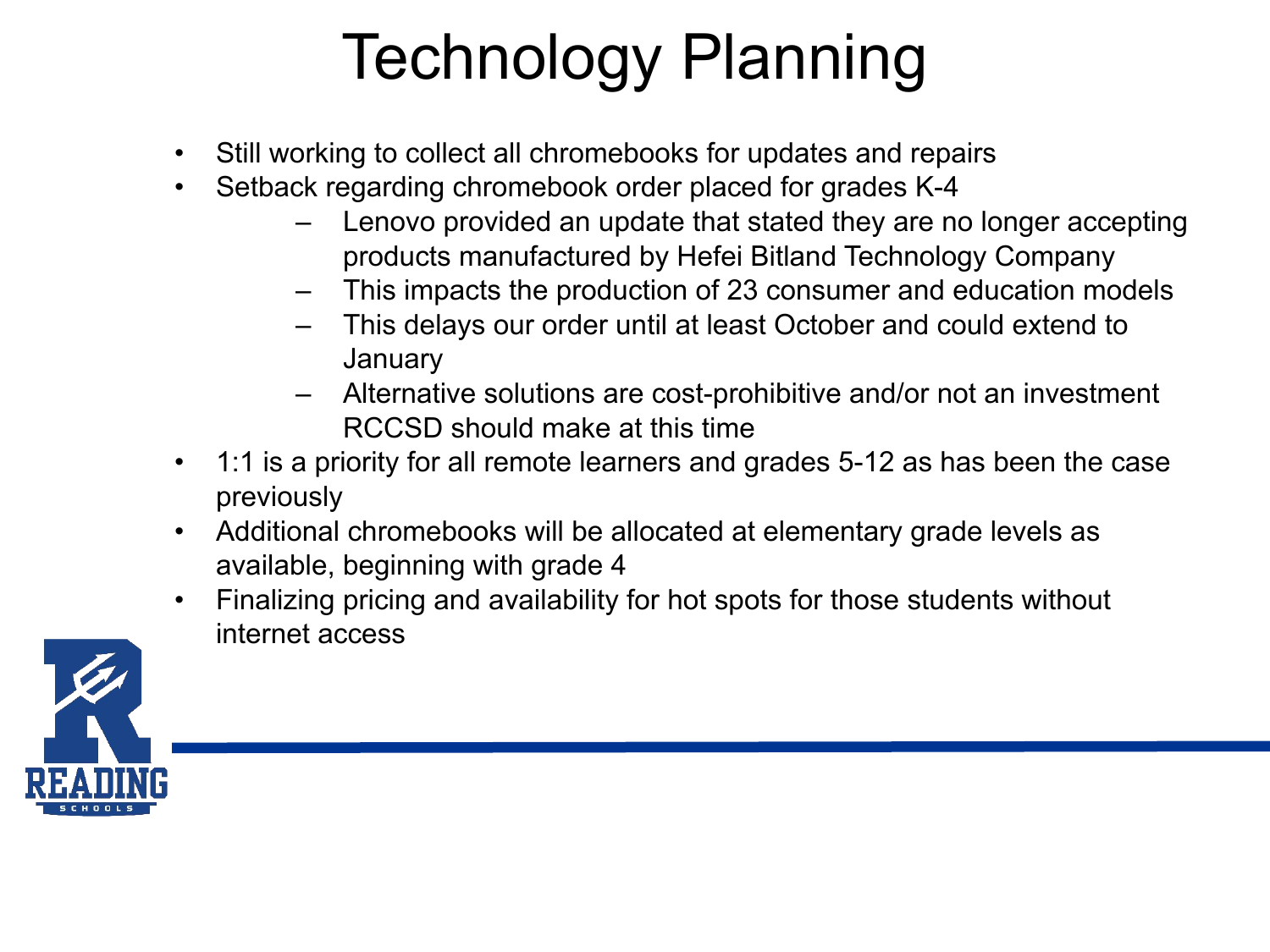# Technology Planning

- Still working to collect all chromebooks for updates and repairs
- Setback regarding chromebook order placed for grades K-4
  - Lenovo provided an update that stated they are no longer accepting products manufactured by Hefei Bitland Technology Company
  - This impacts the production of 23 consumer and education models
  - This delays our order until at least October and could extend to January
  - Alternative solutions are cost-prohibitive and/or not an investment RCCSD should make at this time
- 1:1 is a priority for all remote learners and grades 5-12 as has been the case previously
- Additional chromebooks will be allocated at elementary grade levels as available, beginning with grade 4
- Finalizing pricing and availability for hot spots for those students without internet access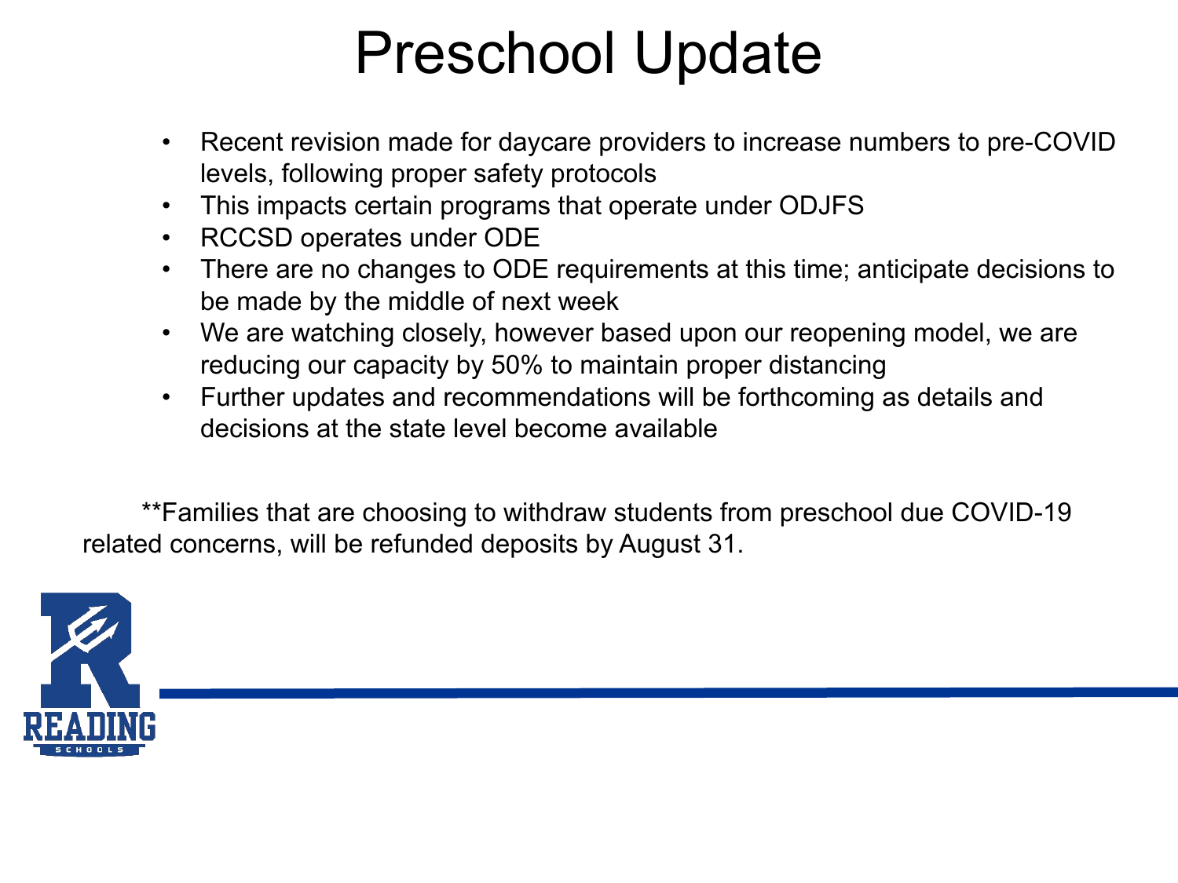# Preschool Update

- Recent revision made for daycare providers to increase numbers to pre-COVID levels, following proper safety protocols
- This impacts certain programs that operate under ODJFS
- RCCSD operates under ODE
- There are no changes to ODE requirements at this time; anticipate decisions to be made by the middle of next week
- We are watching closely, however based upon our reopening model, we are reducing our capacity by 50% to maintain proper distancing
- Further updates and recommendations will be forthcoming as details and decisions at the state level become available

**Families that are choosing to withdraw students from preschool due COVID-19 related concerns, will be refunded deposits by August 31.

READING SCHOOLS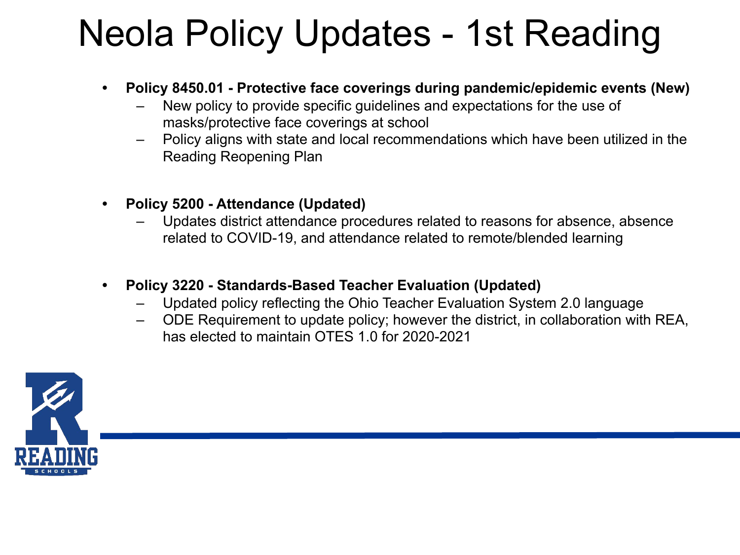# Neola Policy Updates - 1st Reading

- **Policy 8450.01 - Protective face coverings during pandemic/epidemic events (New)**
  - New policy to provide specific guidelines and expectations for the use of masks/protective face coverings at school
  - Policy aligns with state and local recommendations which have been utilized in the Reading Reopening Plan

- **Policy 5200 - Attendance (Updated)**
  - Updates district attendance procedures related to reasons for absence, absence related to COVID-19, and attendance related to remote/blended learning

- **Policy 3220 - Standards-Based Teacher Evaluation (Updated)**
  - Updated policy reflecting the Ohio Teacher Evaluation System 2.0 language
  - ODE Requirement to update policy; however the district, in collaboration with REA, has elected to maintain OTES 1.0 for 2020-2021

READING
SCHOOLS